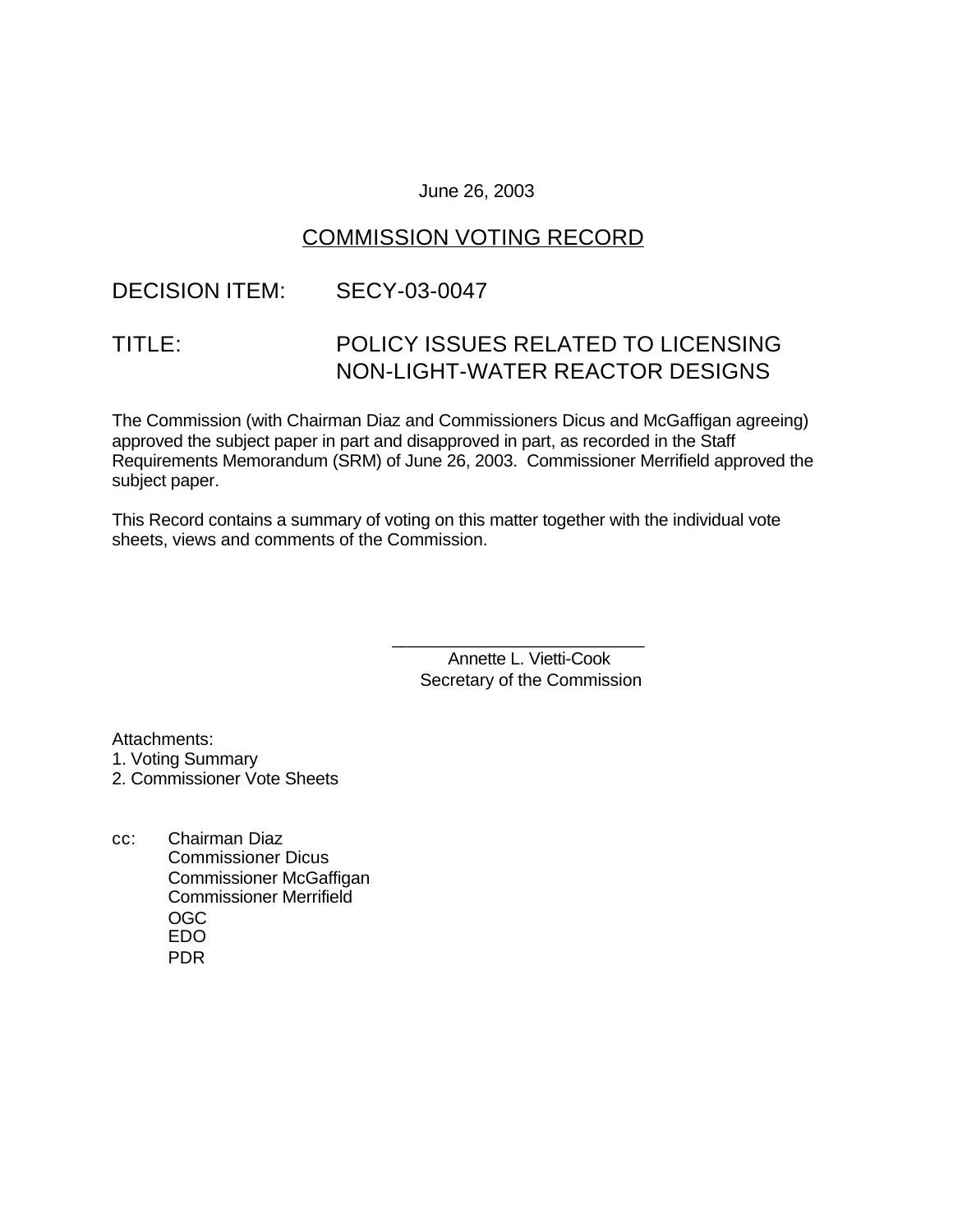June 26, 2003

## COMMISSION VOTING RECORD

DECISION ITEM: SECY-03-0047

TITLE: POLICY ISSUES RELATED TO LICENSING NON-LIGHT-WATER REACTOR DESIGNS

The Commission (with Chairman Diaz and Commissioners Dicus and McGaffigan agreeing) approved the subject paper in part and disapproved in part, as recorded in the Staff Requirements Memorandum (SRM) of June 26, 2003. Commissioner Merrifield approved the subject paper.

This Record contains a summary of voting on this matter together with the individual vote sheets, views and comments of the Commission.

\_\_\_\_\_\_\_\_\_\_\_\_\_\_\_\_\_\_\_\_\_\_\_\_\_\_

Annette L. Vietti-Cook
Secretary of the Commission

Attachments:
1. Voting Summary
2. Commissioner Vote Sheets

cc: Chairman Diaz
Commissioner Dicus
Commissioner McGaffigan
Commissioner Merrifield
OGC
EDO
PDR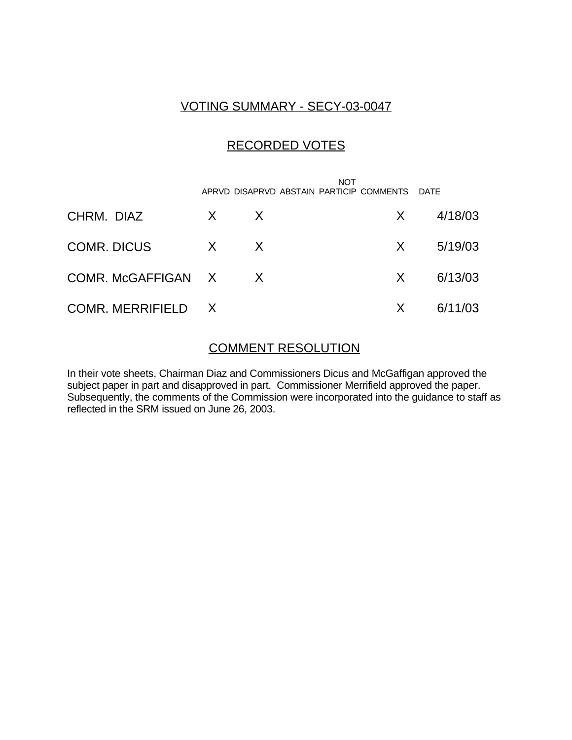## VOTING SUMMARY - SECY-03-0047

## RECORDED VOTES

| | APRVD | DISAPRVD | ABSTAIN | NOT PARTICIP | COMMENTS | DATE |
|---|---|---|---|---|---|---|
| CHRM. DIAZ | X | X | | | X | 4/18/03 |
| COMR. DICUS | X | X | | | X | 5/19/03 |
| COMR. McGAFFIGAN | X | X | | | X | 6/13/03 |
| COMR. MERRIFIELD | X | | | | X | 6/11/03 |

## COMMENT RESOLUTION

In their vote sheets, Chairman Diaz and Commissioners Dicus and McGaffigan approved the subject paper in part and disapproved in part. Commissioner Merrifield approved the paper. Subsequently, the comments of the Commission were incorporated into the guidance to staff as reflected in the SRM issued on June 26, 2003.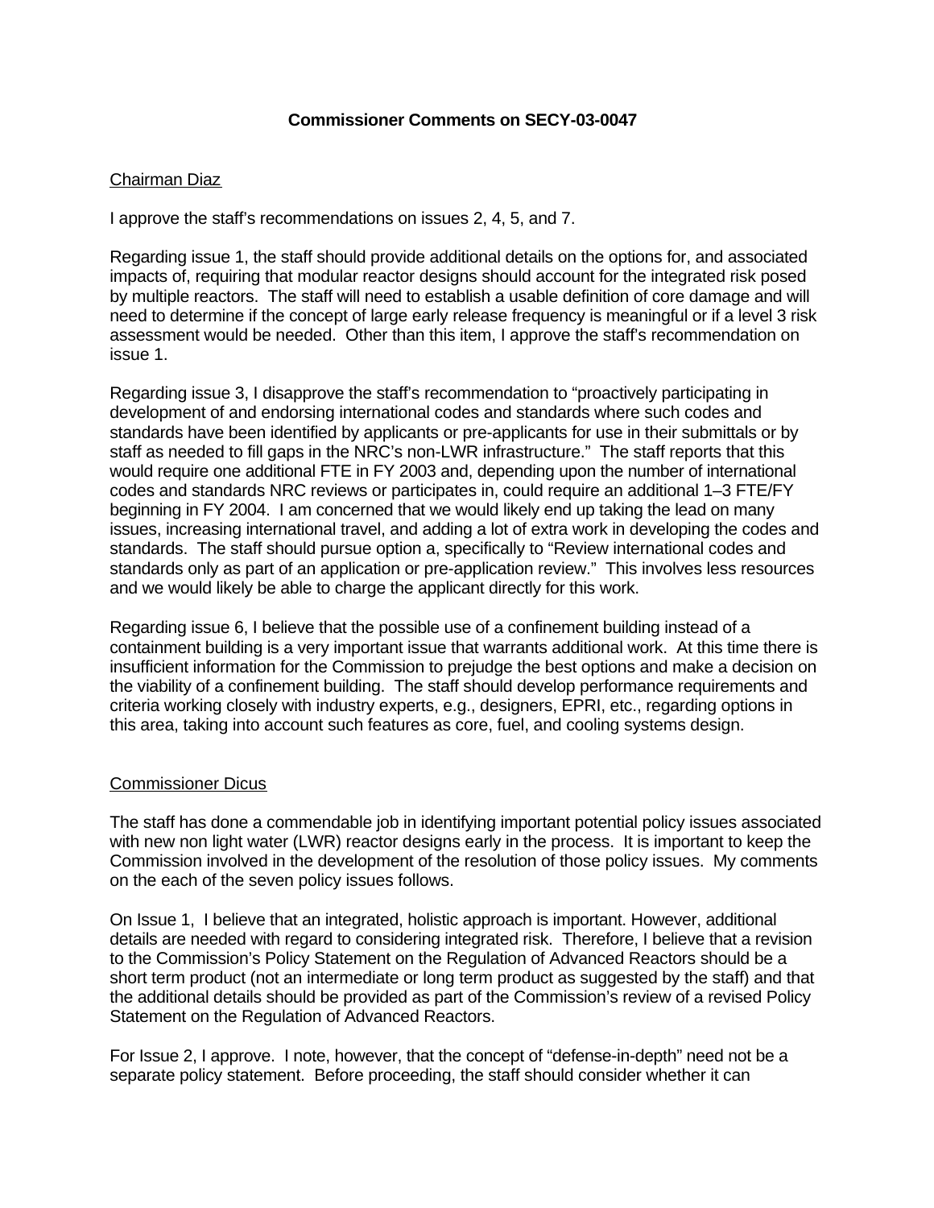## Commissioner Comments on SECY-03-0047

Chairman Diaz

I approve the staff's recommendations on issues 2, 4, 5, and 7.

Regarding issue 1, the staff should provide additional details on the options for, and associated impacts of, requiring that modular reactor designs should account for the integrated risk posed by multiple reactors. The staff will need to establish a usable definition of core damage and will need to determine if the concept of large early release frequency is meaningful or if a level 3 risk assessment would be needed. Other than this item, I approve the staff's recommendation on issue 1.

Regarding issue 3, I disapprove the staff's recommendation to "proactively participating in development of and endorsing international codes and standards where such codes and standards have been identified by applicants or pre-applicants for use in their submittals or by staff as needed to fill gaps in the NRC's non-LWR infrastructure." The staff reports that this would require one additional FTE in FY 2003 and, depending upon the number of international codes and standards NRC reviews or participates in, could require an additional 1–3 FTE/FY beginning in FY 2004. I am concerned that we would likely end up taking the lead on many issues, increasing international travel, and adding a lot of extra work in developing the codes and standards. The staff should pursue option a, specifically to "Review international codes and standards only as part of an application or pre-application review." This involves less resources and we would likely be able to charge the applicant directly for this work.

Regarding issue 6, I believe that the possible use of a confinement building instead of a containment building is a very important issue that warrants additional work. At this time there is insufficient information for the Commission to prejudge the best options and make a decision on the viability of a confinement building. The staff should develop performance requirements and criteria working closely with industry experts, e.g., designers, EPRI, etc., regarding options in this area, taking into account such features as core, fuel, and cooling systems design.

Commissioner Dicus

The staff has done a commendable job in identifying important potential policy issues associated with new non light water (LWR) reactor designs early in the process. It is important to keep the Commission involved in the development of the resolution of those policy issues. My comments on the each of the seven policy issues follows.

On Issue 1, I believe that an integrated, holistic approach is important. However, additional details are needed with regard to considering integrated risk. Therefore, I believe that a revision to the Commission's Policy Statement on the Regulation of Advanced Reactors should be a short term product (not an intermediate or long term product as suggested by the staff) and that the additional details should be provided as part of the Commission's review of a revised Policy Statement on the Regulation of Advanced Reactors.

For Issue 2, I approve. I note, however, that the concept of "defense-in-depth" need not be a separate policy statement. Before proceeding, the staff should consider whether it can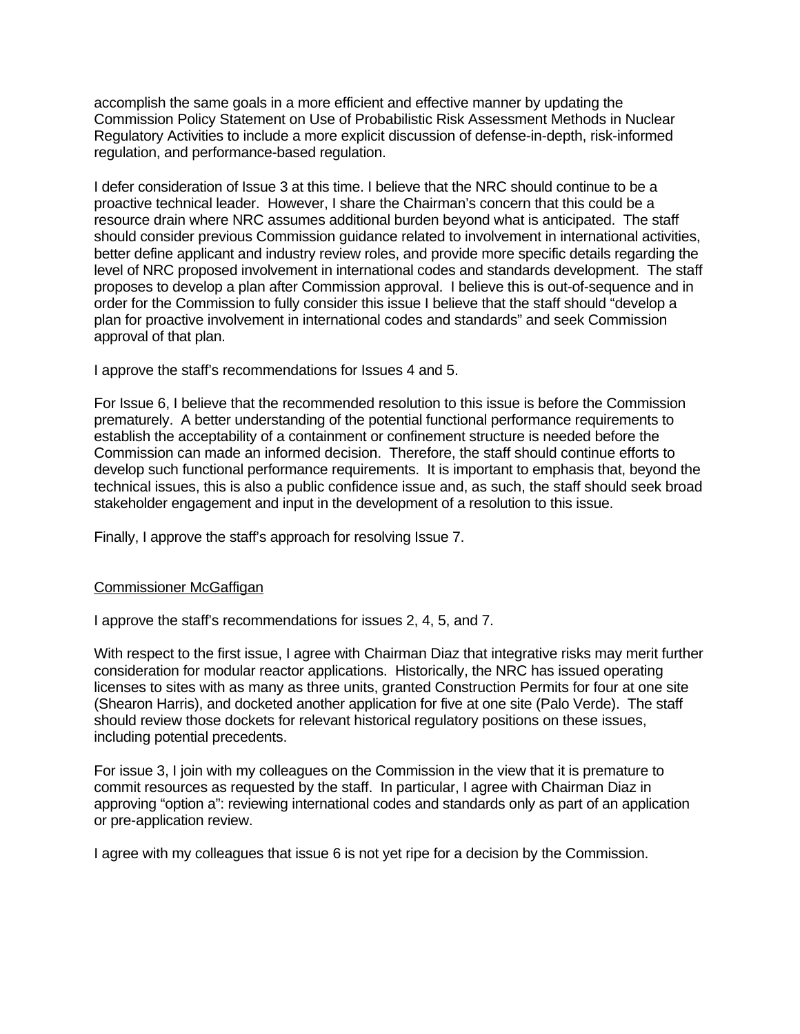accomplish the same goals in a more efficient and effective manner by updating the Commission Policy Statement on Use of Probabilistic Risk Assessment Methods in Nuclear Regulatory Activities to include a more explicit discussion of defense-in-depth, risk-informed regulation, and performance-based regulation.

I defer consideration of Issue 3 at this time. I believe that the NRC should continue to be a proactive technical leader. However, I share the Chairman's concern that this could be a resource drain where NRC assumes additional burden beyond what is anticipated. The staff should consider previous Commission guidance related to involvement in international activities, better define applicant and industry review roles, and provide more specific details regarding the level of NRC proposed involvement in international codes and standards development. The staff proposes to develop a plan after Commission approval. I believe this is out-of-sequence and in order for the Commission to fully consider this issue I believe that the staff should "develop a plan for proactive involvement in international codes and standards" and seek Commission approval of that plan.

I approve the staff's recommendations for Issues 4 and 5.

For Issue 6, I believe that the recommended resolution to this issue is before the Commission prematurely. A better understanding of the potential functional performance requirements to establish the acceptability of a containment or confinement structure is needed before the Commission can made an informed decision. Therefore, the staff should continue efforts to develop such functional performance requirements. It is important to emphasis that, beyond the technical issues, this is also a public confidence issue and, as such, the staff should seek broad stakeholder engagement and input in the development of a resolution to this issue.

Finally, I approve the staff's approach for resolving Issue 7.

<u>Commissioner McGaffigan</u>

I approve the staff's recommendations for issues 2, 4, 5, and 7.

With respect to the first issue, I agree with Chairman Diaz that integrative risks may merit further consideration for modular reactor applications. Historically, the NRC has issued operating licenses to sites with as many as three units, granted Construction Permits for four at one site (Shearon Harris), and docketed another application for five at one site (Palo Verde). The staff should review those dockets for relevant historical regulatory positions on these issues, including potential precedents.

For issue 3, I join with my colleagues on the Commission in the view that it is premature to commit resources as requested by the staff. In particular, I agree with Chairman Diaz in approving "option a": reviewing international codes and standards only as part of an application or pre-application review.

I agree with my colleagues that issue 6 is not yet ripe for a decision by the Commission.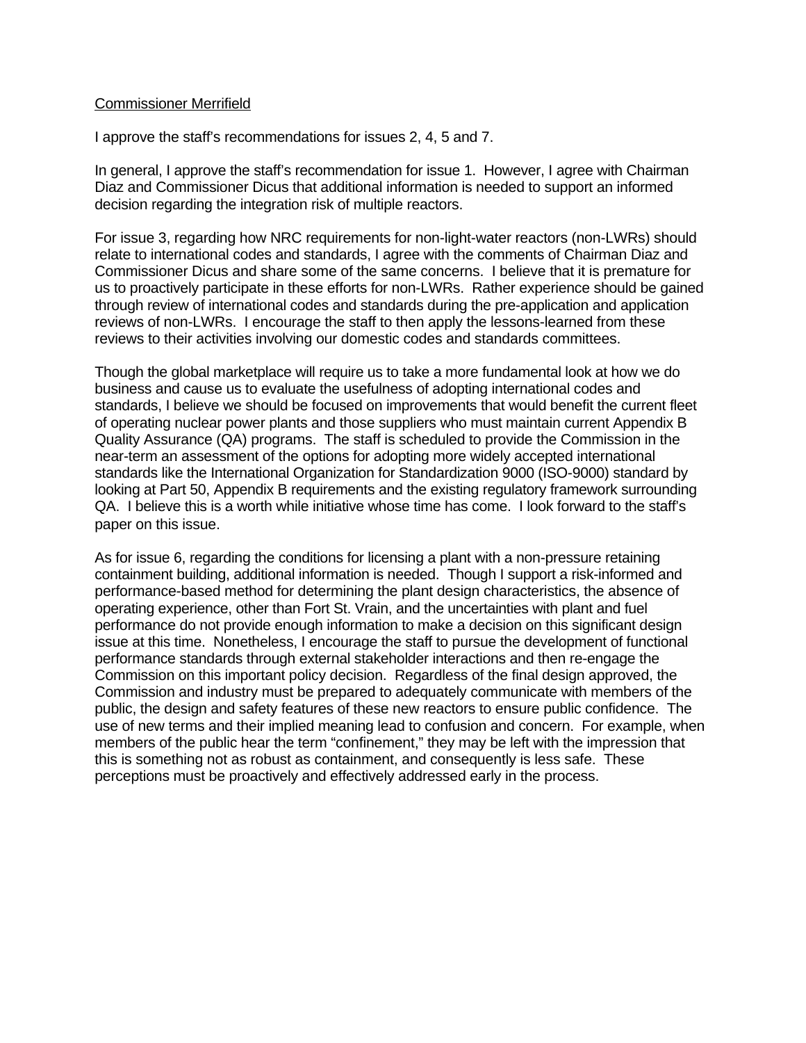<u>Commissioner Merrifield</u>

I approve the staff's recommendations for issues 2, 4, 5 and 7.

In general, I approve the staff's recommendation for issue 1. However, I agree with Chairman Diaz and Commissioner Dicus that additional information is needed to support an informed decision regarding the integration risk of multiple reactors.

For issue 3, regarding how NRC requirements for non-light-water reactors (non-LWRs) should relate to international codes and standards, I agree with the comments of Chairman Diaz and Commissioner Dicus and share some of the same concerns. I believe that it is premature for us to proactively participate in these efforts for non-LWRs. Rather experience should be gained through review of international codes and standards during the pre-application and application reviews of non-LWRs. I encourage the staff to then apply the lessons-learned from these reviews to their activities involving our domestic codes and standards committees.

Though the global marketplace will require us to take a more fundamental look at how we do business and cause us to evaluate the usefulness of adopting international codes and standards, I believe we should be focused on improvements that would benefit the current fleet of operating nuclear power plants and those suppliers who must maintain current Appendix B Quality Assurance (QA) programs. The staff is scheduled to provide the Commission in the near-term an assessment of the options for adopting more widely accepted international standards like the International Organization for Standardization 9000 (ISO-9000) standard by looking at Part 50, Appendix B requirements and the existing regulatory framework surrounding QA. I believe this is a worth while initiative whose time has come. I look forward to the staff's paper on this issue.

As for issue 6, regarding the conditions for licensing a plant with a non-pressure retaining containment building, additional information is needed. Though I support a risk-informed and performance-based method for determining the plant design characteristics, the absence of operating experience, other than Fort St. Vrain, and the uncertainties with plant and fuel performance do not provide enough information to make a decision on this significant design issue at this time. Nonetheless, I encourage the staff to pursue the development of functional performance standards through external stakeholder interactions and then re-engage the Commission on this important policy decision. Regardless of the final design approved, the Commission and industry must be prepared to adequately communicate with members of the public, the design and safety features of these new reactors to ensure public confidence. The use of new terms and their implied meaning lead to confusion and concern. For example, when members of the public hear the term "confinement," they may be left with the impression that this is something not as robust as containment, and consequently is less safe. These perceptions must be proactively and effectively addressed early in the process.